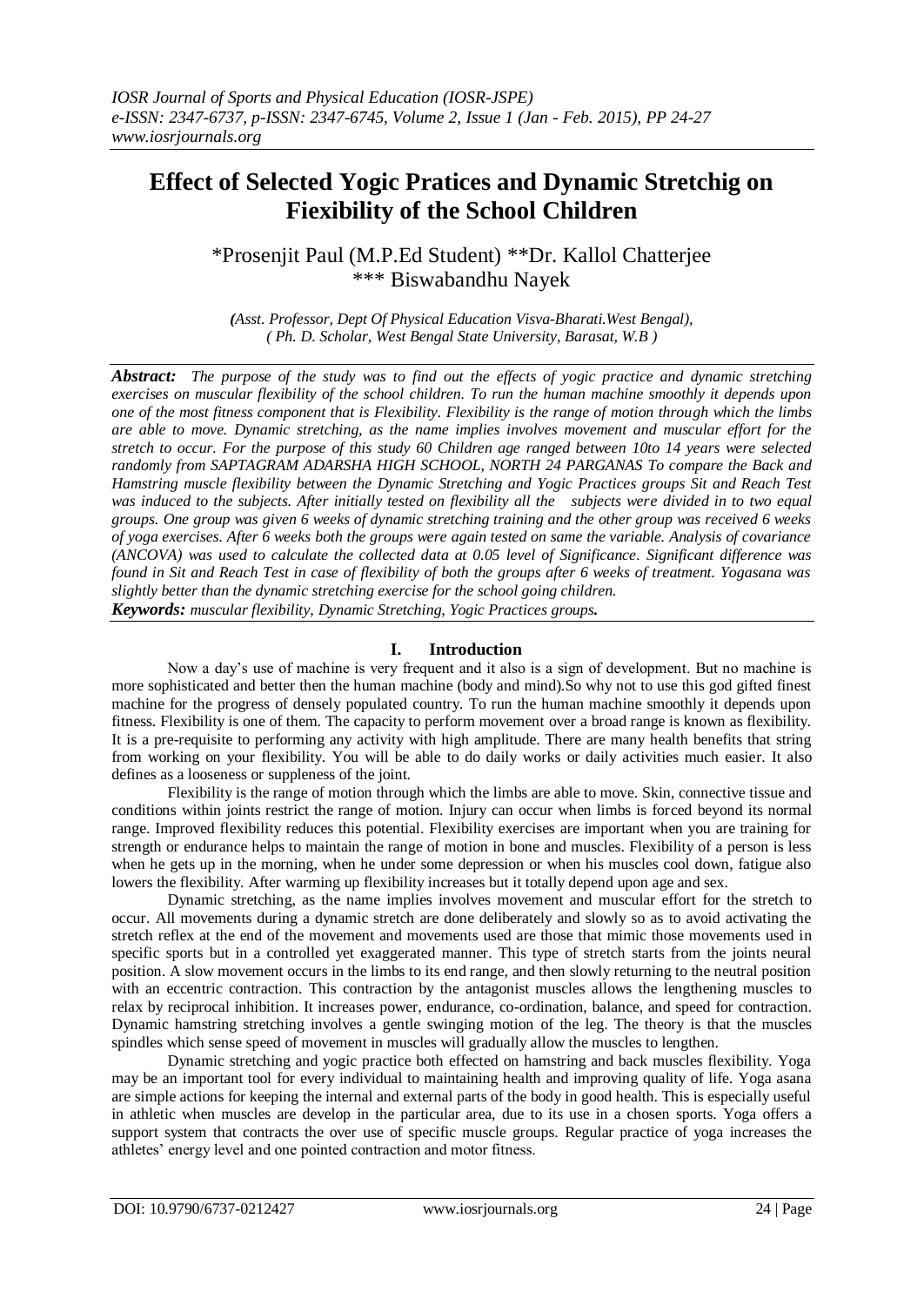# Effect of Selected Yogic Pratices and Dynamic Stretchig on Fiexibility of the School Children

\*Prosenjit Paul (M.P.Ed Student) \*\*Dr. Kallol Chatterjee
\*\*\* Biswabandhu Nayek

*(Asst. Professor, Dept Of Physical Education Visva-Bharati.West Bengal),*
*( Ph. D. Scholar, West Bengal State University, Barasat, W.B )*

***Abstract:*** *The purpose of the study was to find out the effects of yogic practice and dynamic stretching exercises on muscular flexibility of the school children. To run the human machine smoothly it depends upon one of the most fitness component that is Flexibility. Flexibility is the range of motion through which the limbs are able to move. Dynamic stretching, as the name implies involves movement and muscular effort for the stretch to occur. For the purpose of this study 60 Children age ranged between 10to 14 years were selected randomly from SAPTAGRAM ADARSHA HIGH SCHOOL, NORTH 24 PARGANAS To compare the Back and Hamstring muscle flexibility between the Dynamic Stretching and Yogic Practices groups Sit and Reach Test was induced to the subjects. After initially tested on flexibility all the subjects were divided in to two equal groups. One group was given 6 weeks of dynamic stretching training and the other group was received 6 weeks of yoga exercises. After 6 weeks both the groups were again tested on same the variable. Analysis of covariance (ANCOVA) was used to calculate the collected data at 0.05 level of Significance. Significant difference was found in Sit and Reach Test in case of flexibility of both the groups after 6 weeks of treatment. Yogasana was slightly better than the dynamic stretching exercise for the school going children.*

***Keywords:*** *muscular flexibility, Dynamic Stretching, Yogic Practices groups.*

## I. Introduction

Now a day's use of machine is very frequent and it also is a sign of development. But no machine is more sophisticated and better then the human machine (body and mind).So why not to use this god gifted finest machine for the progress of densely populated country. To run the human machine smoothly it depends upon fitness. Flexibility is one of them. The capacity to perform movement over a broad range is known as flexibility. It is a pre-requisite to performing any activity with high amplitude. There are many health benefits that string from working on your flexibility. You will be able to do daily works or daily activities much easier. It also defines as a looseness or suppleness of the joint.

Flexibility is the range of motion through which the limbs are able to move. Skin, connective tissue and conditions within joints restrict the range of motion. Injury can occur when limbs is forced beyond its normal range. Improved flexibility reduces this potential. Flexibility exercises are important when you are training for strength or endurance helps to maintain the range of motion in bone and muscles. Flexibility of a person is less when he gets up in the morning, when he under some depression or when his muscles cool down, fatigue also lowers the flexibility. After warming up flexibility increases but it totally depend upon age and sex.

Dynamic stretching, as the name implies involves movement and muscular effort for the stretch to occur. All movements during a dynamic stretch are done deliberately and slowly so as to avoid activating the stretch reflex at the end of the movement and movements used are those that mimic those movements used in specific sports but in a controlled yet exaggerated manner. This type of stretch starts from the joints neural position. A slow movement occurs in the limbs to its end range, and then slowly returning to the neutral position with an eccentric contraction. This contraction by the antagonist muscles allows the lengthening muscles to relax by reciprocal inhibition. It increases power, endurance, co-ordination, balance, and speed for contraction. Dynamic hamstring stretching involves a gentle swinging motion of the leg. The theory is that the muscles spindles which sense speed of movement in muscles will gradually allow the muscles to lengthen.

Dynamic stretching and yogic practice both effected on hamstring and back muscles flexibility. Yoga may be an important tool for every individual to maintaining health and improving quality of life. Yoga asana are simple actions for keeping the internal and external parts of the body in good health. This is especially useful in athletic when muscles are develop in the particular area, due to its use in a chosen sports. Yoga offers a support system that contracts the over use of specific muscle groups. Regular practice of yoga increases the athletes' energy level and one pointed contraction and motor fitness.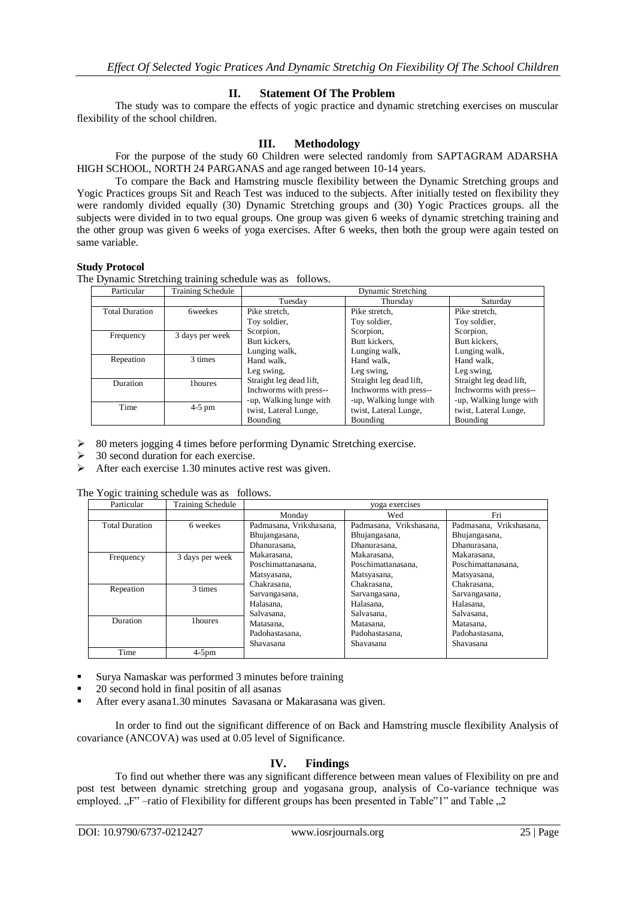## II. Statement Of The Problem

The study was to compare the effects of yogic practice and dynamic stretching exercises on muscular flexibility of the school children.

## III. Methodology

For the purpose of the study 60 Children were selected randomly from SAPTAGRAM ADARSHA HIGH SCHOOL, NORTH 24 PARGANAS and age ranged between 10-14 years.

To compare the Back and Hamstring muscle flexibility between the Dynamic Stretching groups and Yogic Practices groups Sit and Reach Test was induced to the subjects. After initially tested on flexibility they were randomly divided equally (30) Dynamic Stretching groups and (30) Yogic Practices groups. all the subjects were divided in to two equal groups. One group was given 6 weeks of dynamic stretching training and the other group was given 6 weeks of yoga exercises. After 6 weeks, then both the group were again tested on same variable.

**Study Protocol**

The Dynamic Stretching training schedule was as follows.

| Particular | Training Schedule | Dynamic Stretching | | |
|---|---|---|---|---|
| | | Tuesday | Thursday | Saturday |
| Total Duration | 6weekes | Pike stretch, Toy soldier, Scorpion, Butt kickers, Lunging walk, Hand walk, Leg swing, Straight leg dead lift, Inchworms with press---up, Walking lunge with twist, Lateral Lunge, Bounding | Pike stretch, Toy soldier, Scorpion, Butt kickers, Lunging walk, Hand walk, Leg swing, Straight leg dead lift, Inchworms with press---up, Walking lunge with twist, Lateral Lunge, Bounding | Pike stretch, Toy soldier, Scorpion, Butt kickers, Lunging walk, Hand walk, Leg swing, Straight leg dead lift, Inchworms with press---up, Walking lunge with twist, Lateral Lunge, Bounding |
| Frequency | 3 days per week | | | |
| Repeation | 3 times | | | |
| Duration | 1houres | | | |
| Time | 4-5 pm | | | |

- 80 meters jogging 4 times before performing Dynamic Stretching exercise.
- 30 second duration for each exercise.
- After each exercise 1.30 minutes active rest was given.

The Yogic training schedule was as follows.

| Particular | Training Schedule | yoga exercises | | |
|---|---|---|---|---|
| | | Monday | Wed | Fri |
| Total Duration | 6 weekes | Padmasana, Vrikshasana, Bhujangasana, Dhanurasana, Makarasana, Poschimattanasana, Matsyasana, Chakrasana, Sarvangasana, Halasana, Salvasana, Matasana, Padohastasana, Shavasana | Padmasana, Vrikshasana, Bhujangasana, Dhanurasana, Makarasana, Poschimattanasana, Matsyasana, Chakrasana, Sarvangasana, Halasana, Salvasana, Matasana, Padohastasana, Shavasana | Padmasana, Vrikshasana, Bhujangasana, Dhanurasana, Makarasana, Poschimattanasana, Matsyasana, Chakrasana, Sarvangasana, Halasana, Salvasana, Matasana, Padohastasana, Shavasana |
| Frequency | 3 days per week | | | |
| Repeation | 3 times | | | |
| Duration | 1houres | | | |
| Time | 4-5pm | | | |

- Surya Namaskar was performed 3 minutes before training
- 20 second hold in final positin of all asanas
- After every asana1.30 minutes Savasana or Makarasana was given.

In order to find out the significant difference of on Back and Hamstring muscle flexibility Analysis of covariance (ANCOVA) was used at 0.05 level of Significance.

## IV. Findings

To find out whether there was any significant difference between mean values of Flexibility on pre and post test between dynamic stretching group and yogasana group, analysis of Co-variance technique was employed. „F" –ratio of Flexibility for different groups has been presented in Table"1" and Table „2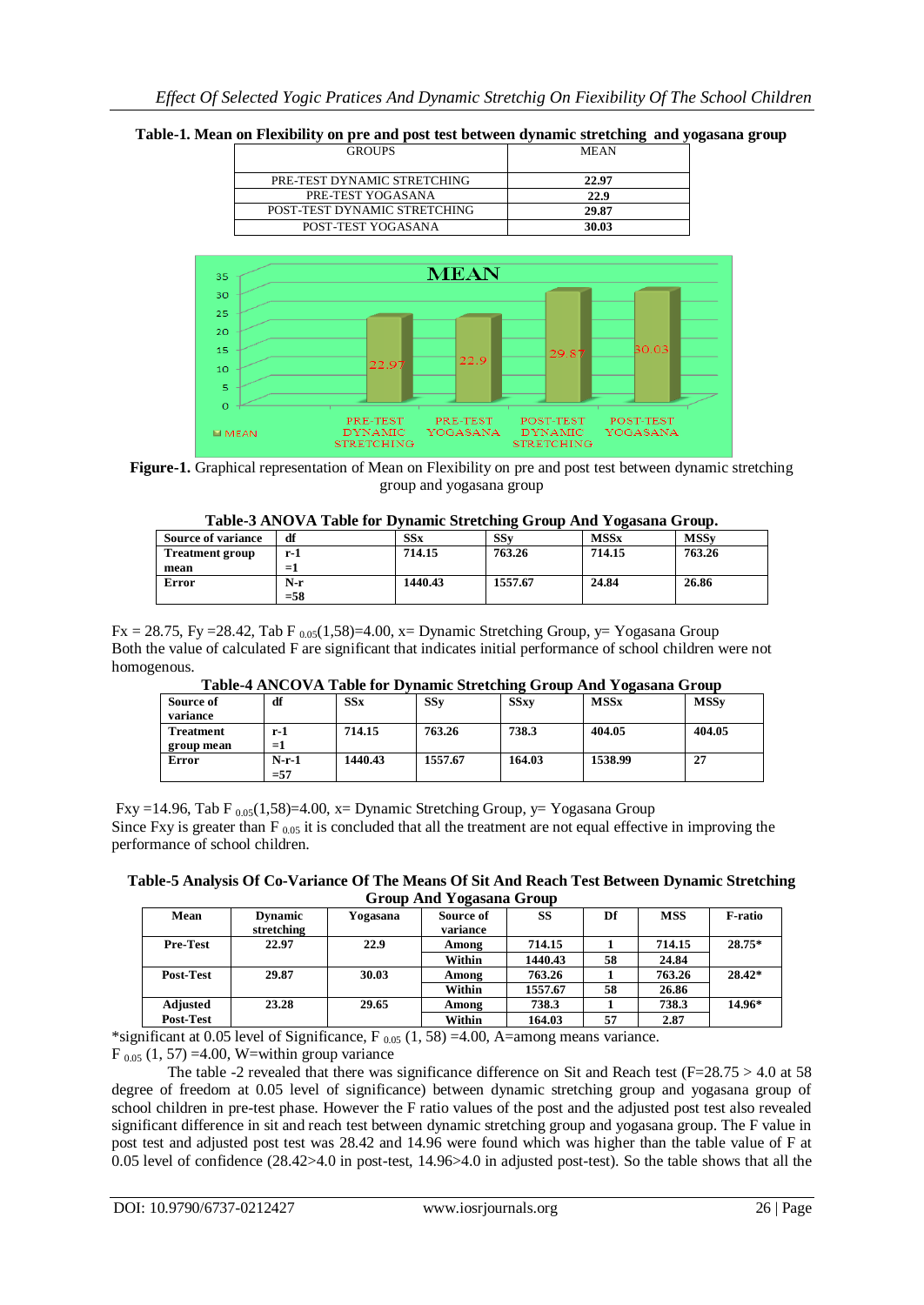**Table-1. Mean on Flexibility on pre and post test between dynamic stretching and yogasana group**

| GROUPS | MEAN |
|---|---|
| PRE-TEST DYNAMIC STRETCHING | **22.97** |
| PRE-TEST YOGASANA | **22.9** |
| POST-TEST DYNAMIC STRETCHING | **29.87** |
| POST-TEST YOGASANA | **30.03** |

**Figure-1.** Graphical representation of Mean on Flexibility on pre and post test between dynamic stretching group and yogasana group

**Table-3 ANOVA Table for Dynamic Stretching Group And Yogasana Group.**

| Source of variance | df | SSx | SSy | MSSx | MSSy |
|---|---|---|---|---|---|
| Treatment group mean | r-1 =1 | 714.15 | 763.26 | 714.15 | 763.26 |
| Error | N-r =58 | 1440.43 | 1557.67 | 24.84 | 26.86 |

Fx = 28.75, Fy =28.42, Tab $F_{0.05}(1,58)$=4.00, x= Dynamic Stretching Group, y= Yogasana Group
Both the value of calculated F are significant that indicates initial performance of school children were not homogenous.

**Table-4 ANCOVA Table for Dynamic Stretching Group And Yogasana Group**

| Source of variance | df | SSx | SSy | SSxy | MSSx | MSSy |
|---|---|---|---|---|---|---|
| Treatment group mean | r-1 =1 | 714.15 | 763.26 | 738.3 | 404.05 | 404.05 |
| Error | N-r-1 =57 | 1440.43 | 1557.67 | 164.03 | 1538.99 | 27 |

Fxy =14.96, Tab $F_{0.05}(1,58)$=4.00, x= Dynamic Stretching Group, y= Yogasana Group
Since Fxy is greater than $F_{0.05}$ it is concluded that all the treatment are not equal effective in improving the performance of school children.

**Table-5 Analysis Of Co-Variance Of The Means Of Sit And Reach Test Between Dynamic Stretching Group And Yogasana Group**

| Mean | Dynamic stretching | Yogasana | Source of variance | SS | Df | MSS | F-ratio |
|---|---|---|---|---|---|---|---|
| Pre-Test | 22.97 | 22.9 | Among | 714.15 | 1 | 714.15 | 28.75* |
| | | | Within | 1440.43 | 58 | 24.84 | |
| Post-Test | 29.87 | 30.03 | Among | 763.26 | 1 | 763.26 | 28.42* |
| | | | Within | 1557.67 | 58 | 26.86 | |
| Adjusted Post-Test | 23.28 | 29.65 | Among | 738.3 | 1 | 738.3 | 14.96* |
| | | | Within | 164.03 | 57 | 2.87 | |

*significant at 0.05 level of Significance, $F_{0.05}$ (1, 58) =4.00, A=among means variance.
$F_{0.05}$ (1, 57) =4.00, W=within group variance

The table -2 revealed that there was significance difference on Sit and Reach test (F=28.75 > 4.0 at 58 degree of freedom at 0.05 level of significance) between dynamic stretching group and yogasana group of school children in pre-test phase. However the F ratio values of the post and the adjusted post test also revealed significant difference in sit and reach test between dynamic stretching group and yogasana group. The F value in post test and adjusted post test was 28.42 and 14.96 were found which was higher than the table value of F at 0.05 level of confidence (28.42>4.0 in post-test, 14.96>4.0 in adjusted post-test). So the table shows that all the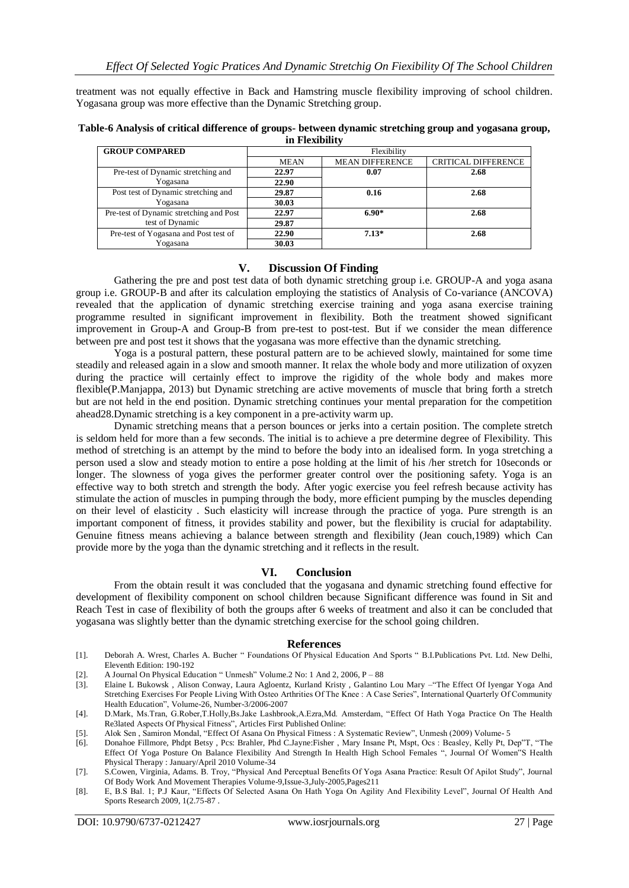treatment was not equally effective in Back and Hamstring muscle flexibility improving of school children. Yogasana group was more effective than the Dynamic Stretching group.

**Table-6 Analysis of critical difference of groups- between dynamic stretching group and yogasana group, in Flexibility**

| GROUP COMPARED | Flexibility | | |
|---|---|---|---|
| | MEAN | MEAN DIFFERENCE | CRITICAL DIFFERENCE |
| Pre-test of Dynamic stretching and Yogasana | **22.97** **22.90** | **0.07** | **2.68** |
| Post test of Dynamic stretching and Yogasana | **29.87** **30.03** | **0.16** | **2.68** |
| Pre-test of Dynamic stretching and Post test of Dynamic | **22.97** **29.87** | **6.90*** | **2.68** |
| Pre-test of Yogasana and Post test of Yogasana | **22.90** **30.03** | **7.13*** | **2.68** |

## V. Discussion Of Finding

Gathering the pre and post test data of both dynamic stretching group i.e. GROUP-A and yoga asana group i.e. GROUP-B and after its calculation employing the statistics of Analysis of Co-variance (ANCOVA) revealed that the application of dynamic stretching exercise training and yoga asana exercise training programme resulted in significant improvement in flexibility. Both the treatment showed significant improvement in Group-A and Group-B from pre-test to post-test. But if we consider the mean difference between pre and post test it shows that the yogasana was more effective than the dynamic stretching.

Yoga is a postural pattern, these postural pattern are to be achieved slowly, maintained for some time steadily and released again in a slow and smooth manner. It relax the whole body and more utilization of oxyzen during the practice will certainly effect to improve the rigidity of the whole body and makes more flexible(P.Manjappa, 2013) but Dynamic stretching are active movements of muscle that bring forth a stretch but are not held in the end position. Dynamic stretching continues your mental preparation for the competition ahead28.Dynamic stretching is a key component in a pre-activity warm up.

Dynamic stretching means that a person bounces or jerks into a certain position. The complete stretch is seldom held for more than a few seconds. The initial is to achieve a pre determine degree of Flexibility. This method of stretching is an attempt by the mind to before the body into an idealised form. In yoga stretching a person used a slow and steady motion to entire a pose holding at the limit of his /her stretch for 10seconds or longer. The slowness of yoga gives the performer greater control over the positioning safety. Yoga is an effective way to both stretch and strength the body. After yogic exercise you feel refresh because activity has stimulate the action of muscles in pumping through the body, more efficient pumping by the muscles depending on their level of elasticity . Such elasticity will increase through the practice of yoga. Pure strength is an important component of fitness, it provides stability and power, but the flexibility is crucial for adaptability. Genuine fitness means achieving a balance between strength and flexibility (Jean couch,1989) which Can provide more by the yoga than the dynamic stretching and it reflects in the result.

## VI. Conclusion

From the obtain result it was concluded that the yogasana and dynamic stretching found effective for development of flexibility component on school children because Significant difference was found in Sit and Reach Test in case of flexibility of both the groups after 6 weeks of treatment and also it can be concluded that yogasana was slightly better than the dynamic stretching exercise for the school going children.

## References

[1]. Deborah A. Wrest, Charles A. Bucher " Foundations Of Physical Education And Sports " B.I.Publications Pvt. Ltd. New Delhi, Eleventh Edition: 190-192

[2]. A Journal On Physical Education " Unmesh" Volume.2 No: 1 And 2, 2006, P – 88

[3]. Elaine L Bukowsk , Alison Conway, Laura Agloentz, Kurland Kristy , Galantino Lou Mary –"The Effect Of Iyengar Yoga And Stretching Exercises For People Living With Osteo Arthrities Of The Knee : A Case Series", International Quarterly Of Community Health Education", Volume-26, Number-3/2006-2007

[4]. D.Mark, Ms.Tran, G.Rober,T.Holly,Bs.Jake Lashbrook,A.Ezra,Md. Amsterdam, "Effect Of Hath Yoga Practice On The Health Re3lated Aspects Of Physical Fitness", Articles First Published Online:

[5]. Alok Sen , Samiron Mondal, "Effect Of Asana On Physical Fitness : A Systematic Review", Unmesh (2009) Volume- 5

[6]. Donahoe Fillmore, Phdpt Betsy , Pcs: Brahler, Phd C.Jayne:Fisher , Mary Insane Pt, Mspt, Ocs : Beasley, Kelly Pt, Dep"T, "The Effect Of Yoga Posture On Balance Flexibility And Strength In Health High School Females ", Journal Of Women"S Health Physical Therapy : January/April 2010 Volume-34

[7]. S.Cowen, Virginia, Adams. B. Troy, "Physical And Perceptual Benefits Of Yoga Asana Practice: Result Of Apilot Study", Journal Of Body Work And Movement Therapies Volume-9,Issue-3,July-2005,Pages211

[8]. E, B.S Bal. 1; P.J Kaur, "Effects Of Selected Asana On Hath Yoga On Agility And Flexibility Level", Journal Of Health And Sports Research 2009, 1(2.75-87 .